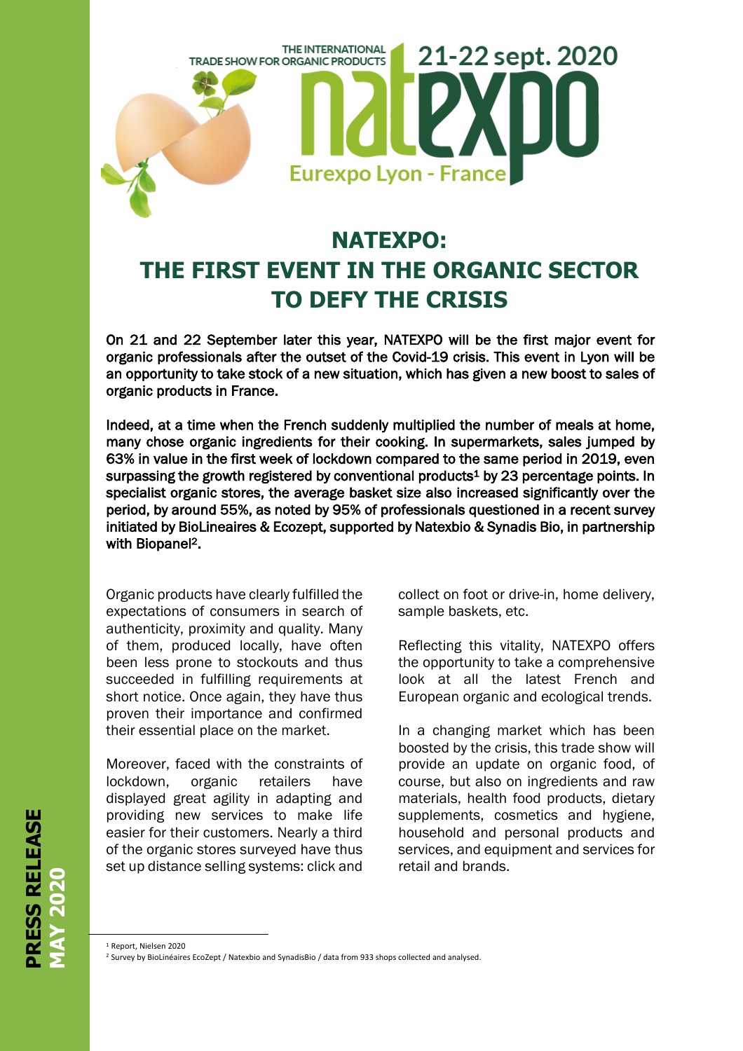THE INTERNATIONAL TRADE SHOW FOR ORGANIC PRODUCTS

21-22 sept. 2020

natexpo

Eurexpo Lyon - France

# NATEXPO: THE FIRST EVENT IN THE ORGANIC SECTOR TO DEFY THE CRISIS

**On 21 and 22 September later this year, NATEXPO will be the first major event for organic professionals after the outset of the Covid-19 crisis. This event in Lyon will be an opportunity to take stock of a new situation, which has given a new boost to sales of organic products in France.**

**Indeed, at a time when the French suddenly multiplied the number of meals at home, many chose organic ingredients for their cooking. In supermarkets, sales jumped by 63% in value in the first week of lockdown compared to the same period in 2019, even surpassing the growth registered by conventional products[1] by 23 percentage points. In specialist organic stores, the average basket size also increased significantly over the period, by around 55%, as noted by 95% of professionals questioned in a recent survey initiated by BioLineaires & Ecozept, supported by Natexbio & Synadis Bio, in partnership with Biopanel[2].**

Organic products have clearly fulfilled the expectations of consumers in search of authenticity, proximity and quality. Many of them, produced locally, have often been less prone to stockouts and thus succeeded in fulfilling requirements at short notice. Once again, they have thus proven their importance and confirmed their essential place on the market.

Moreover, faced with the constraints of lockdown, organic retailers have displayed great agility in adapting and providing new services to make life easier for their customers. Nearly a third of the organic stores surveyed have thus set up distance selling systems: click and collect on foot or drive-in, home delivery, sample baskets, etc.

Reflecting this vitality, NATEXPO offers the opportunity to take a comprehensive look at all the latest French and European organic and ecological trends.

In a changing market which has been boosted by the crisis, this trade show will provide an update on organic food, of course, but also on ingredients and raw materials, health food products, dietary supplements, cosmetics and hygiene, household and personal products and services, and equipment and services for retail and brands.

**PRESS RELEASE MAY 2020**

[1] Report, Nielsen 2020

[2] Survey by BioLinéaires EcoZept / Natexbio and SynadisBio / data from 933 shops collected and analysed.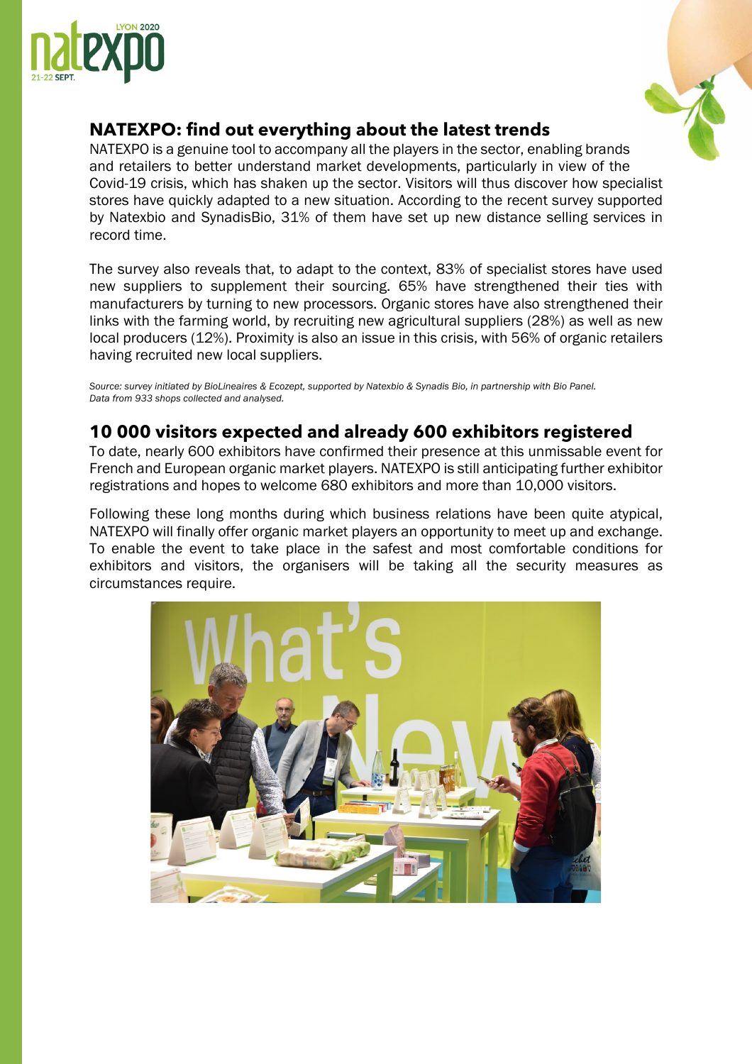## NATEXPO: find out everything about the latest trends

NATEXPO is a genuine tool to accompany all the players in the sector, enabling brands and retailers to better understand market developments, particularly in view of the Covid-19 crisis, which has shaken up the sector. Visitors will thus discover how specialist stores have quickly adapted to a new situation. According to the recent survey supported by Natexbio and SynadisBio, 31% of them have set up new distance selling services in record time.

The survey also reveals that, to adapt to the context, 83% of specialist stores have used new suppliers to supplement their sourcing. 65% have strengthened their ties with manufacturers by turning to new processors. Organic stores have also strengthened their links with the farming world, by recruiting new agricultural suppliers (28%) as well as new local producers (12%). Proximity is also an issue in this crisis, with 56% of organic retailers having recruited new local suppliers.

*Source: survey initiated by BioLineaires & Ecozept, supported by Natexbio & Synadis Bio, in partnership with Bio Panel. Data from 933 shops collected and analysed.*

## 10 000 visitors expected and already 600 exhibitors registered

To date, nearly 600 exhibitors have confirmed their presence at this unmissable event for French and European organic market players. NATEXPO is still anticipating further exhibitor registrations and hopes to welcome 680 exhibitors and more than 10,000 visitors.

Following these long months during which business relations have been quite atypical, NATEXPO will finally offer organic market players an opportunity to meet up and exchange. To enable the event to take place in the safest and most comfortable conditions for exhibitors and visitors, the organisers will be taking all the security measures as circumstances require.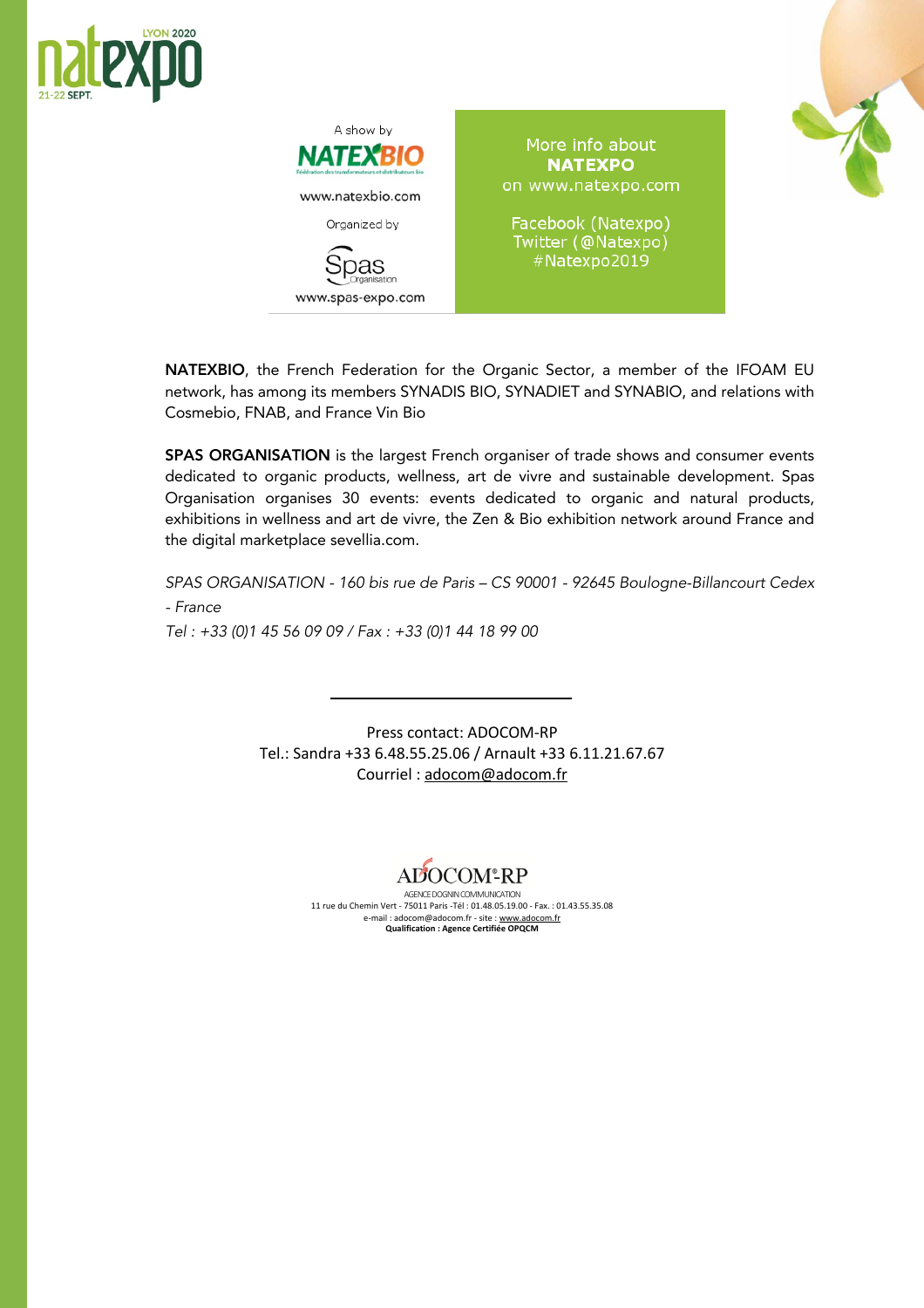A show by

NATEXBIO

www.natexbio.com

Organized by

Spas Organisation

www.spas-expo.com

More info about
**NATEXPO**
on www.natexpo.com

Facebook (Natexpo)
Twitter (@Natexpo)
#Natexpo2019

**NATEXBIO**, the French Federation for the Organic Sector, a member of the IFOAM EU network, has among its members SYNADIS BIO, SYNADIET and SYNABIO, and relations with Cosmebio, FNAB, and France Vin Bio

**SPAS ORGANISATION** is the largest French organiser of trade shows and consumer events dedicated to organic products, wellness, art de vivre and sustainable development. Spas Organisation organises 30 events: events dedicated to organic and natural products, exhibitions in wellness and art de vivre, the Zen & Bio exhibition network around France and the digital marketplace sevellia.com.

*SPAS ORGANISATION - 160 bis rue de Paris – CS 90001 - 92645 Boulogne-Billancourt Cedex - France*
*Tel : +33 (0)1 45 56 09 09 / Fax : +33 (0)1 44 18 99 00*

---

Press contact: ADOCOM-RP
Tel.: Sandra +33 6.48.55.25.06 / Arnault +33 6.11.21.67.67
Courriel : adocom@adocom.fr

ADOCOM-RP
AGENCE DOGNIN COMMUNICATION
11 rue du Chemin Vert - 75011 Paris -Tél : 01.48.05.19.00 - Fax. : 01.43.55.35.08
e-mail : adocom@adocom.fr - site : www.adocom.fr
**Qualification : Agence Certifiée OPQCM**